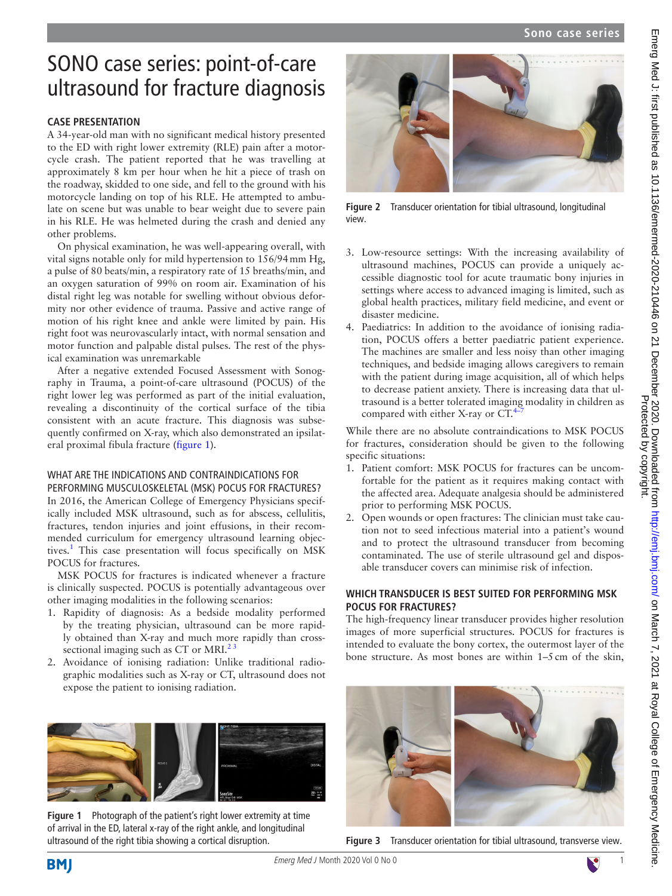# SONO case series: point-of-care ultrasound for fracture diagnosis

## CASE PRESENTATION

A 34-year-old man with no significant medical history presented to the ED with right lower extremity (RLE) pain after a motorcycle crash. The patient reported that he was travelling at approximately 8 km per hour when he hit a piece of trash on the roadway, skidded to one side, and fell to the ground with his motorcycle landing on top of his RLE. He attempted to ambulate on scene but was unable to bear weight due to severe pain in his RLE. He was helmeted during the crash and denied any other problems.

On physical examination, he was well-appearing overall, with vital signs notable only for mild hypertension to 156/94 mm Hg, a pulse of 80 beats/min, a respiratory rate of 15 breaths/min, and an oxygen saturation of 99% on room air. Examination of his distal right leg was notable for swelling without obvious deformity nor other evidence of trauma. Passive and active range of motion of his right knee and ankle were limited by pain. His right foot was neurovascularly intact, with normal sensation and motor function and palpable distal pulses. The rest of the physical examination was unremarkable

After a negative extended Focused Assessment with Sonography in Trauma, a point-of-care ultrasound (POCUS) of the right lower leg was performed as part of the initial evaluation, revealing a discontinuity of the cortical surface of the tibia consistent with an acute fracture. This diagnosis was subsequently confirmed on X-ray, which also demonstrated an ipsilateral proximal fibula fracture (figure 1).

Figure 1 Photograph of the patient's right lower extremity at time of arrival in the ED, lateral x-ray of the right ankle, and longitudinal ultrasound of the right tibia showing a cortical disruption.

## WHAT ARE THE INDICATIONS AND CONTRAINDICATIONS FOR PERFORMING MUSCULOSKELETAL (MSK) POCUS FOR FRACTURES?

In 2016, the American College of Emergency Physicians specifically included MSK ultrasound, such as for abscess, cellulitis, fractures, tendon injuries and joint effusions, in their recommended curriculum for emergency ultrasound learning objectives.[1] This case presentation will focus specifically on MSK POCUS for fractures.

MSK POCUS for fractures is indicated whenever a fracture is clinically suspected. POCUS is potentially advantageous over other imaging modalities in the following scenarios:

1. Rapidity of diagnosis: As a bedside modality performed by the treating physician, ultrasound can be more rapidly obtained than X-ray and much more rapidly than cross-sectional imaging such as CT or MRI.[2,3]
2. Avoidance of ionising radiation: Unlike traditional radiographic modalities such as X-ray or CT, ultrasound does not expose the patient to ionising radiation.
3. Low-resource settings: With the increasing availability of ultrasound machines, POCUS can provide a uniquely accessible diagnostic tool for acute traumatic bony injuries in settings where access to advanced imaging is limited, such as global health practices, military field medicine, and event or disaster medicine.
4. Paediatrics: In addition to the avoidance of ionising radiation, POCUS offers a better paediatric patient experience. The machines are smaller and less noisy than other imaging techniques, and bedside imaging allows caregivers to remain with the patient during image acquisition, all of which helps to decrease patient anxiety. There is increasing data that ultrasound is a better tolerated imaging modality in children as compared with either X-ray or CT.[4–7]

Figure 2 Transducer orientation for tibial ultrasound, longitudinal view.

While there are no absolute contraindications to MSK POCUS for fractures, consideration should be given to the following specific situations:

1. Patient comfort: MSK POCUS for fractures can be uncomfortable for the patient as it requires making contact with the affected area. Adequate analgesia should be administered prior to performing MSK POCUS.
2. Open wounds or open fractures: The clinician must take caution not to seed infectious material into a patient's wound and to protect the ultrasound transducer from becoming contaminated. The use of sterile ultrasound gel and disposable transducer covers can minimise risk of infection.

## WHICH TRANSDUCER IS BEST SUITED FOR PERFORMING MSK POCUS FOR FRACTURES?

The high-frequency linear transducer provides higher resolution images of more superficial structures. POCUS for fractures is intended to evaluate the bony cortex, the outermost layer of the bone structure. As most bones are within 1–5 cm of the skin,

Figure 3 Transducer orientation for tibial ultrasound, transverse view.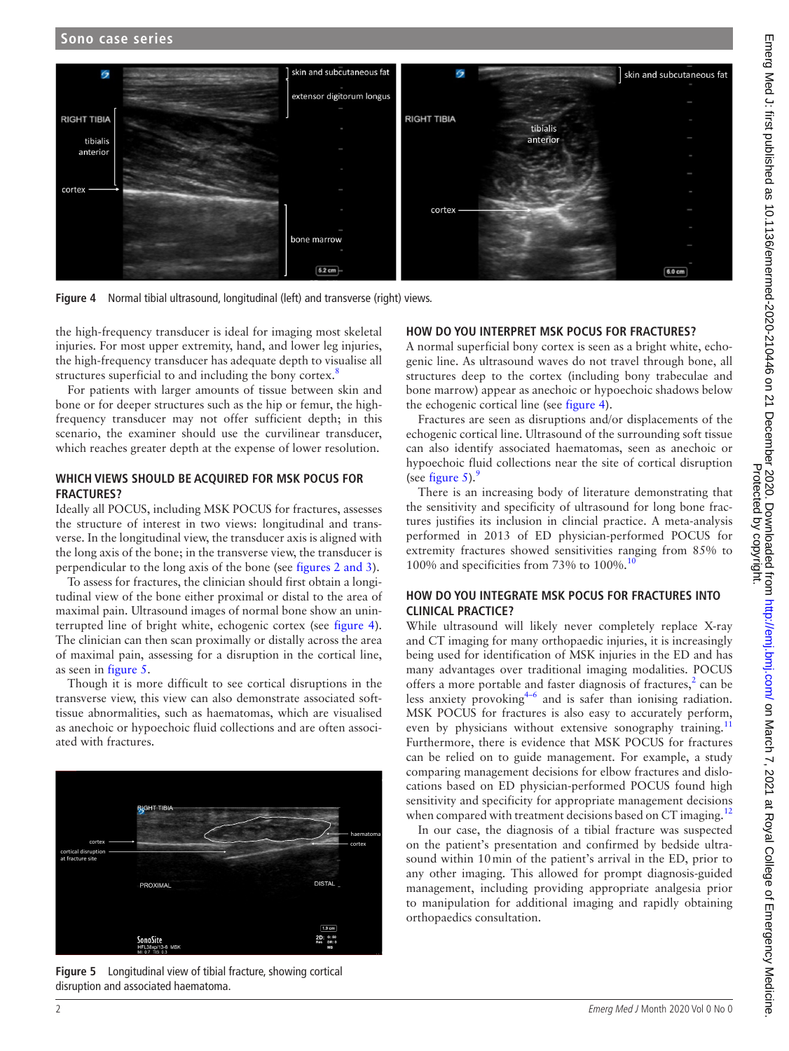Figure 4 Normal tibial ultrasound, longitudinal (left) and transverse (right) views.

the high-frequency transducer is ideal for imaging most skeletal injuries. For most upper extremity, hand, and lower leg injuries, the high-frequency transducer has adequate depth to visualise all structures superficial to and including the bony cortex.[8]

For patients with larger amounts of tissue between skin and bone or for deeper structures such as the hip or femur, the high-frequency transducer may not offer sufficient depth; in this scenario, the examiner should use the curvilinear transducer, which reaches greater depth at the expense of lower resolution.

## WHICH VIEWS SHOULD BE ACQUIRED FOR MSK POCUS FOR FRACTURES?

Ideally all POCUS, including MSK POCUS for fractures, assesses the structure of interest in two views: longitudinal and transverse. In the longitudinal view, the transducer axis is aligned with the long axis of the bone; in the transverse view, the transducer is perpendicular to the long axis of the bone (see figures 2 and 3).

To assess for fractures, the clinician should first obtain a longitudinal view of the bone either proximal or distal to the area of maximal pain. Ultrasound images of normal bone show an uninterrupted line of bright white, echogenic cortex (see figure 4). The clinician can then scan proximally or distally across the area of maximal pain, assessing for a disruption in the cortical line, as seen in figure 5.

Though it is more difficult to see cortical disruptions in the transverse view, this view can also demonstrate associated soft-tissue abnormalities, such as haematomas, which are visualised as anechoic or hypoechoic fluid collections and are often associated with fractures.

Figure 5 Longitudinal view of tibial fracture, showing cortical disruption and associated haematoma.

## HOW DO YOU INTERPRET MSK POCUS FOR FRACTURES?

A normal superficial bony cortex is seen as a bright white, echogenic line. As ultrasound waves do not travel through bone, all structures deep to the cortex (including bony trabeculae and bone marrow) appear as anechoic or hypoechoic shadows below the echogenic cortical line (see figure 4).

Fractures are seen as disruptions and/or displacements of the echogenic cortical line. Ultrasound of the surrounding soft tissue can also identify associated haematomas, seen as anechoic or hypoechoic fluid collections near the site of cortical disruption (see figure 5).[9]

There is an increasing body of literature demonstrating that the sensitivity and specificity of ultrasound for long bone fractures justifies its inclusion in clincial practice. A meta-analysis performed in 2013 of ED physician-performed POCUS for extremity fractures showed sensitivities ranging from 85% to 100% and specificities from 73% to 100%.[10]

## HOW DO YOU INTEGRATE MSK POCUS FOR FRACTURES INTO CLINICAL PRACTICE?

While ultrasound will likely never completely replace X-ray and CT imaging for many orthopaedic injuries, it is increasingly being used for identification of MSK injuries in the ED and has many advantages over traditional imaging modalities. POCUS offers a more portable and faster diagnosis of fractures,[2] can be less anxiety provoking[4–6] and is safer than ionising radiation. MSK POCUS for fractures is also easy to accurately perform, even by physicians without extensive sonography training.[11] Furthermore, there is evidence that MSK POCUS for fractures can be relied on to guide management. For example, a study comparing management decisions for elbow fractures and dislocations based on ED physician-performed POCUS found high sensitivity and specificity for appropriate management decisions when compared with treatment decisions based on CT imaging.[12]

In our case, the diagnosis of a tibial fracture was suspected on the patient's presentation and confirmed by bedside ultrasound within 10 min of the patient's arrival in the ED, prior to any other imaging. This allowed for prompt diagnosis-guided management, including providing appropriate analgesia prior to manipulation for additional imaging and rapidly obtaining orthopaedics consultation.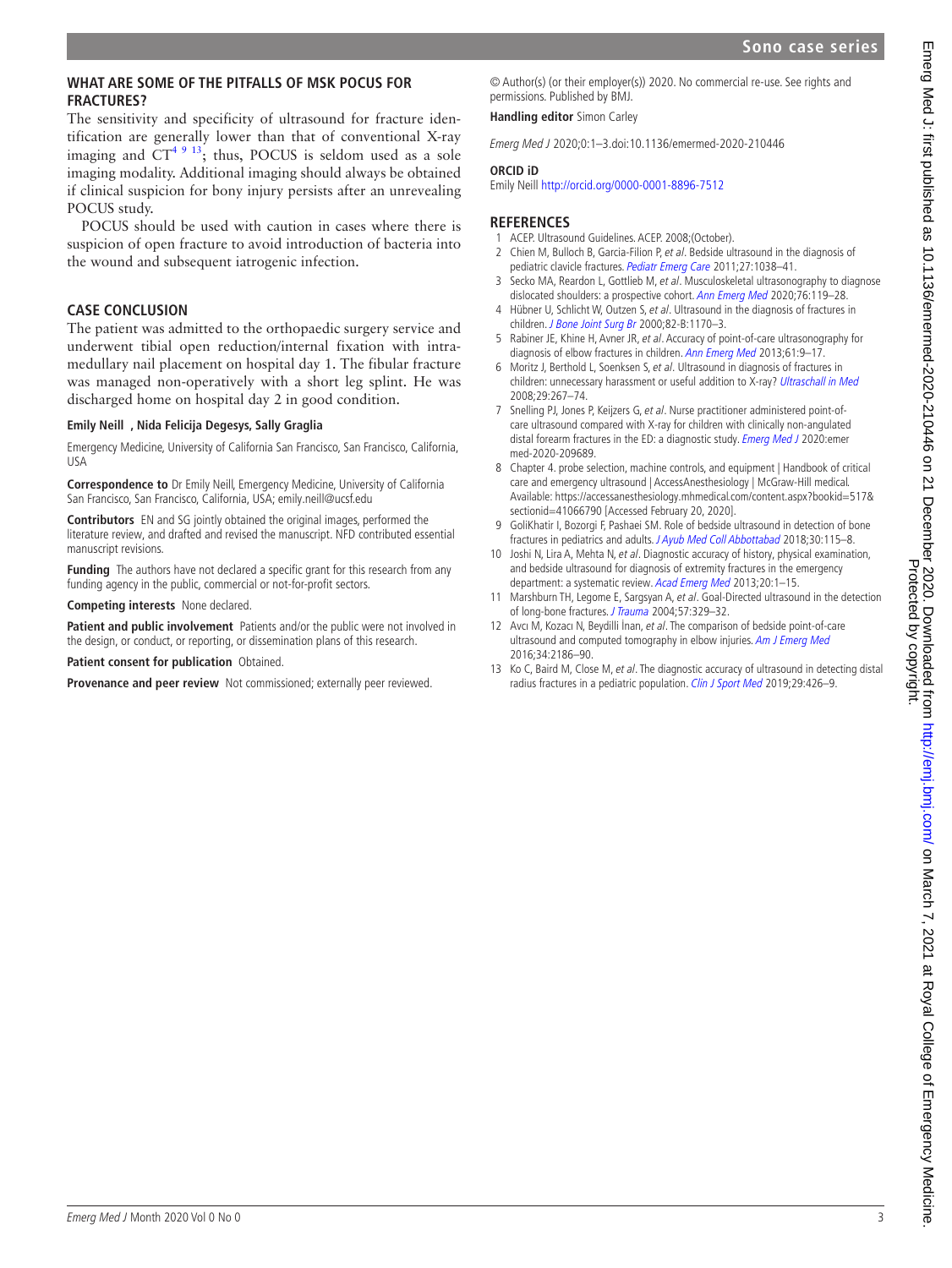## WHAT ARE SOME OF THE PITFALLS OF MSK POCUS FOR FRACTURES?

The sensitivity and specificity of ultrasound for fracture identification are generally lower than that of conventional X-ray imaging and CT[4 9 13]; thus, POCUS is seldom used as a sole imaging modality. Additional imaging should always be obtained if clinical suspicion for bony injury persists after an unrevealing POCUS study.

POCUS should be used with caution in cases where there is suspicion of open fracture to avoid introduction of bacteria into the wound and subsequent iatrogenic infection.

## CASE CONCLUSION

The patient was admitted to the orthopaedic surgery service and underwent tibial open reduction/internal fixation with intramedullary nail placement on hospital day 1. The fibular fracture was managed non-operatively with a short leg splint. He was discharged home on hospital day 2 in good condition.

**Emily Neill , Nida Felicija Degesys, Sally Graglia**

Emergency Medicine, University of California San Francisco, San Francisco, California, USA

**Correspondence to** Dr Emily Neill, Emergency Medicine, University of California San Francisco, San Francisco, California, USA; emily.neill@ucsf.edu

**Contributors** EN and SG jointly obtained the original images, performed the literature review, and drafted and revised the manuscript. NFD contributed essential manuscript revisions.

**Funding** The authors have not declared a specific grant for this research from any funding agency in the public, commercial or not-for-profit sectors.

**Competing interests** None declared.

**Patient and public involvement** Patients and/or the public were not involved in the design, or conduct, or reporting, or dissemination plans of this research.

**Patient consent for publication** Obtained.

**Provenance and peer review** Not commissioned; externally peer reviewed.

© Author(s) (or their employer(s)) 2020. No commercial re-use. See rights and permissions. Published by BMJ.

**Handling editor** Simon Carley

*Emerg Med J* 2020;0:1–3.doi:10.1136/emermed-2020-210446

**ORCID iD**

Emily Neill http://orcid.org/0000-0001-8896-7512

## REFERENCES

1. ACEP. Ultrasound Guidelines. ACEP. 2008;(October).
2. Chien M, Bulloch B, Garcia-Filion P, *et al*. Bedside ultrasound in the diagnosis of pediatric clavicle fractures. *Pediatr Emerg Care* 2011;27:1038–41.
3. Secko MA, Reardon L, Gottlieb M, *et al*. Musculoskeletal ultrasonography to diagnose dislocated shoulders: a prospective cohort. *Ann Emerg Med* 2020;76:119–28.
4. Hübner U, Schlicht W, Outzen S, *et al*. Ultrasound in the diagnosis of fractures in children. *J Bone Joint Surg Br* 2000;82-B:1170–3.
5. Rabiner JE, Khine H, Avner JR, *et al*. Accuracy of point-of-care ultrasonography for diagnosis of elbow fractures in children. *Ann Emerg Med* 2013;61:9–17.
6. Moritz J, Berthold L, Soenksen S, *et al*. Ultrasound in diagnosis of fractures in children: unnecessary harassment or useful addition to X-ray? *Ultraschall in Med* 2008;29:267–74.
7. Snelling PJ, Jones P, Keijzers G, *et al*. Nurse practitioner administered point-of-care ultrasound compared with X-ray for children with clinically non-angulated distal forearm fractures in the ED: a diagnostic study. *Emerg Med J* 2020:emermed-2020-209689.
8. Chapter 4. probe selection, machine controls, and equipment | Handbook of critical care and emergency ultrasound | AccessAnesthesiology | McGraw-Hill medical. Available: https://accessanesthesiology.mhmedical.com/content.aspx?bookid=517&sectionid=41066790 [Accessed February 20, 2020].
9. GoliKhatir I, Bozorgi F, Pashaei SM. Role of bedside ultrasound in detection of bone fractures in pediatrics and adults. *J Ayub Med Coll Abbottabad* 2018;30:115–8.
10. Joshi N, Lira A, Mehta N, *et al*. Diagnostic accuracy of history, physical examination, and bedside ultrasound for diagnosis of extremity fractures in the emergency department: a systematic review. *Acad Emerg Med* 2013;20:1–15.
11. Marshburn TH, Legome E, Sargsyan A, *et al*. Goal-Directed ultrasound in the detection of long-bone fractures. *J Trauma* 2004;57:329–32.
12. Avcı M, Kozacı N, Beydilli İnan, *et al*. The comparison of bedside point-of-care ultrasound and computed tomography in elbow injuries. *Am J Emerg Med* 2016;34:2186–90.
13. Ko C, Baird M, Close M, *et al*. The diagnostic accuracy of ultrasound in detecting distal radius fractures in a pediatric population. *Clin J Sport Med* 2019;29:426–9.